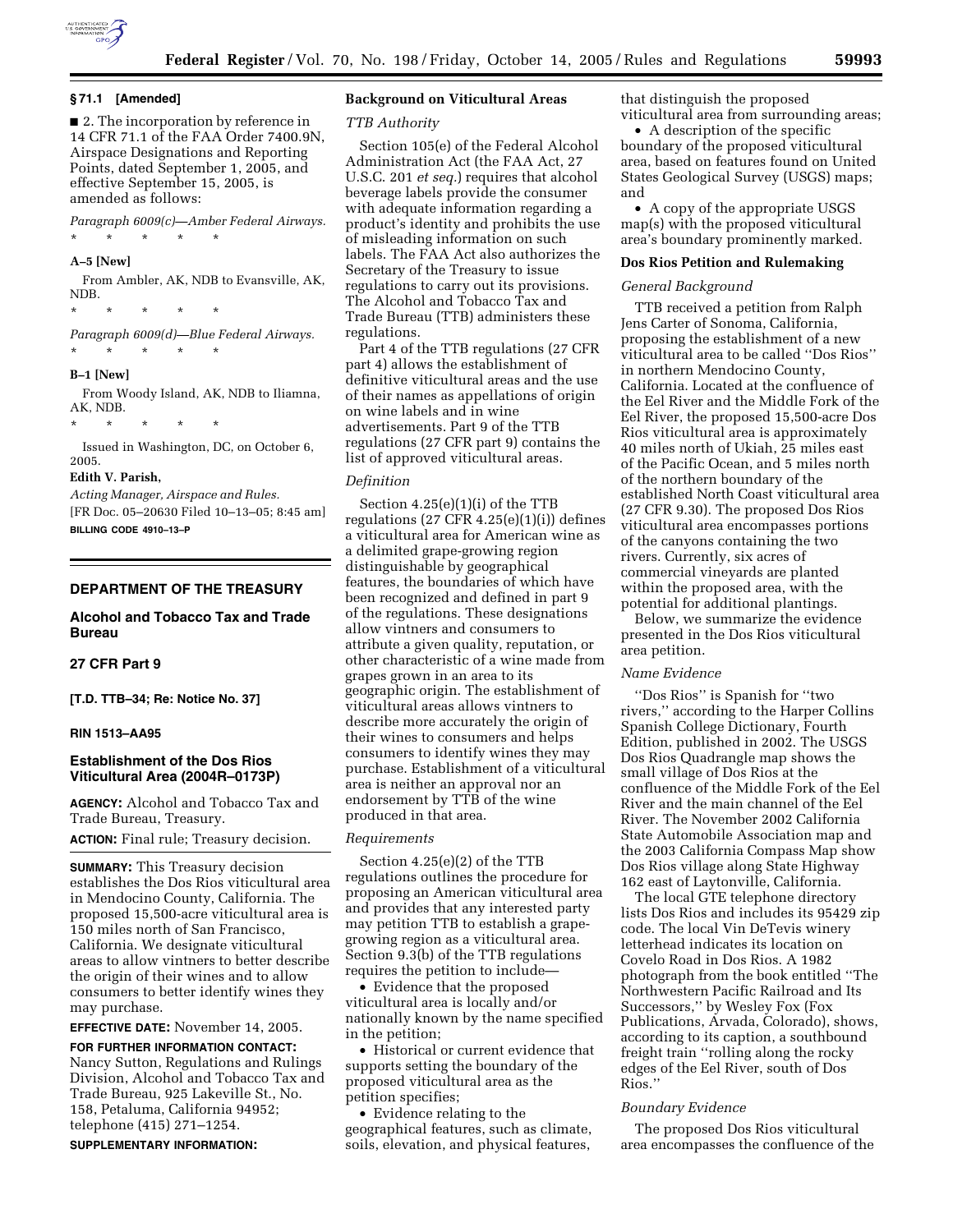**§ 71.1 [Amended]**

■ 2. The incorporation by reference in 14 CFR 71.1 of the FAA Order 7400.9N, Airspace Designations and Reporting Points, dated September 1, 2005, and effective September 15, 2005, is amended as follows:

*Paragraph 6009(c)—Amber Federal Airways.*

\* \* \* \* \*

**A–5 [New]**

From Ambler, AK, NDB to Evansville, AK, NDB.

\* \* \* \* \*

*Paragraph 6009(d)—Blue Federal Airways.*

\* \* \* \* \*

**B–1 [New]**

From Woody Island, AK, NDB to Iliamna, AK, NDB.

\* \* \* \* \*

Issued in Washington, DC, on October 6, 2005.

**Edith V. Parish,**

*Acting Manager, Airspace and Rules.*

[FR Doc. 05–20630 Filed 10–13–05; 8:45 am]

**BILLING CODE 4910–13–P**

---

## DEPARTMENT OF THE TREASURY

## Alcohol and Tobacco Tax and Trade Bureau

## 27 CFR Part 9

**[T.D. TTB–34; Re: Notice No. 37]**

**RIN 1513–AA95**

## Establishment of the Dos Rios Viticultural Area (2004R–0173P)

**AGENCY:** Alcohol and Tobacco Tax and Trade Bureau, Treasury.

**ACTION:** Final rule; Treasury decision.

**SUMMARY:** This Treasury decision establishes the Dos Rios viticultural area in Mendocino County, California. The proposed 15,500-acre viticultural area is 150 miles north of San Francisco, California. We designate viticultural areas to allow vintners to better describe the origin of their wines and to allow consumers to better identify wines they may purchase.

**EFFECTIVE DATE:** November 14, 2005.

**FOR FURTHER INFORMATION CONTACT:** Nancy Sutton, Regulations and Rulings Division, Alcohol and Tobacco Tax and Trade Bureau, 925 Lakeville St., No. 158, Petaluma, California 94952; telephone (415) 271–1254.

**SUPPLEMENTARY INFORMATION:**

### Background on Viticultural Areas

*TTB Authority*

Section 105(e) of the Federal Alcohol Administration Act (the FAA Act, 27 U.S.C. 201 *et seq.*) requires that alcohol beverage labels provide the consumer with adequate information regarding a product's identity and prohibits the use of misleading information on such labels. The FAA Act also authorizes the Secretary of the Treasury to issue regulations to carry out its provisions. The Alcohol and Tobacco Tax and Trade Bureau (TTB) administers these regulations.

Part 4 of the TTB regulations (27 CFR part 4) allows the establishment of definitive viticultural areas and the use of their names as appellations of origin on wine labels and in wine advertisements. Part 9 of the TTB regulations (27 CFR part 9) contains the list of approved viticultural areas.

*Definition*

Section 4.25(e)(1)(i) of the TTB regulations (27 CFR 4.25(e)(1)(i)) defines a viticultural area for American wine as a delimited grape-growing region distinguishable by geographical features, the boundaries of which have been recognized and defined in part 9 of the regulations. These designations allow vintners and consumers to attribute a given quality, reputation, or other characteristic of a wine made from grapes grown in an area to its geographic origin. The establishment of viticultural areas allows vintners to describe more accurately the origin of their wines to consumers and helps consumers to identify wines they may purchase. Establishment of a viticultural area is neither an approval nor an endorsement by TTB of the wine produced in that area.

*Requirements*

Section 4.25(e)(2) of the TTB regulations outlines the procedure for proposing an American viticultural area and provides that any interested party may petition TTB to establish a grape-growing region as a viticultural area. Section 9.3(b) of the TTB regulations requires the petition to include—

- Evidence that the proposed viticultural area is locally and/or nationally known by the name specified in the petition;
- Historical or current evidence that supports setting the boundary of the proposed viticultural area as the petition specifies;
- Evidence relating to the geographical features, such as climate, soils, elevation, and physical features, that distinguish the proposed viticultural area from surrounding areas;
- A description of the specific boundary of the proposed viticultural area, based on features found on United States Geological Survey (USGS) maps; and
- A copy of the appropriate USGS map(s) with the proposed viticultural area's boundary prominently marked.

### Dos Rios Petition and Rulemaking

*General Background*

TTB received a petition from Ralph Jens Carter of Sonoma, California, proposing the establishment of a new viticultural area to be called ''Dos Rios'' in northern Mendocino County, California. Located at the confluence of the Eel River and the Middle Fork of the Eel River, the proposed 15,500-acre Dos Rios viticultural area is approximately 40 miles north of Ukiah, 25 miles east of the Pacific Ocean, and 5 miles north of the northern boundary of the established North Coast viticultural area (27 CFR 9.30). The proposed Dos Rios viticultural area encompasses portions of the canyons containing the two rivers. Currently, six acres of commercial vineyards are planted within the proposed area, with the potential for additional plantings.

Below, we summarize the evidence presented in the Dos Rios viticultural area petition.

*Name Evidence*

''Dos Rios'' is Spanish for ''two rivers,'' according to the Harper Collins Spanish College Dictionary, Fourth Edition, published in 2002. The USGS Dos Rios Quadrangle map shows the small village of Dos Rios at the confluence of the Middle Fork of the Eel River and the main channel of the Eel River. The November 2002 California State Automobile Association map and the 2003 California Compass Map show Dos Rios village along State Highway 162 east of Laytonville, California.

The local GTE telephone directory lists Dos Rios and includes its 95429 zip code. The local Vin DeTevis winery letterhead indicates its location on Covelo Road in Dos Rios. A 1982 photograph from the book entitled ''The Northwestern Pacific Railroad and Its Successors,'' by Wesley Fox (Fox Publications, Arvada, Colorado), shows, according to its caption, a southbound freight train ''rolling along the rocky edges of the Eel River, south of Dos Rios.''

*Boundary Evidence*

The proposed Dos Rios viticultural area encompasses the confluence of the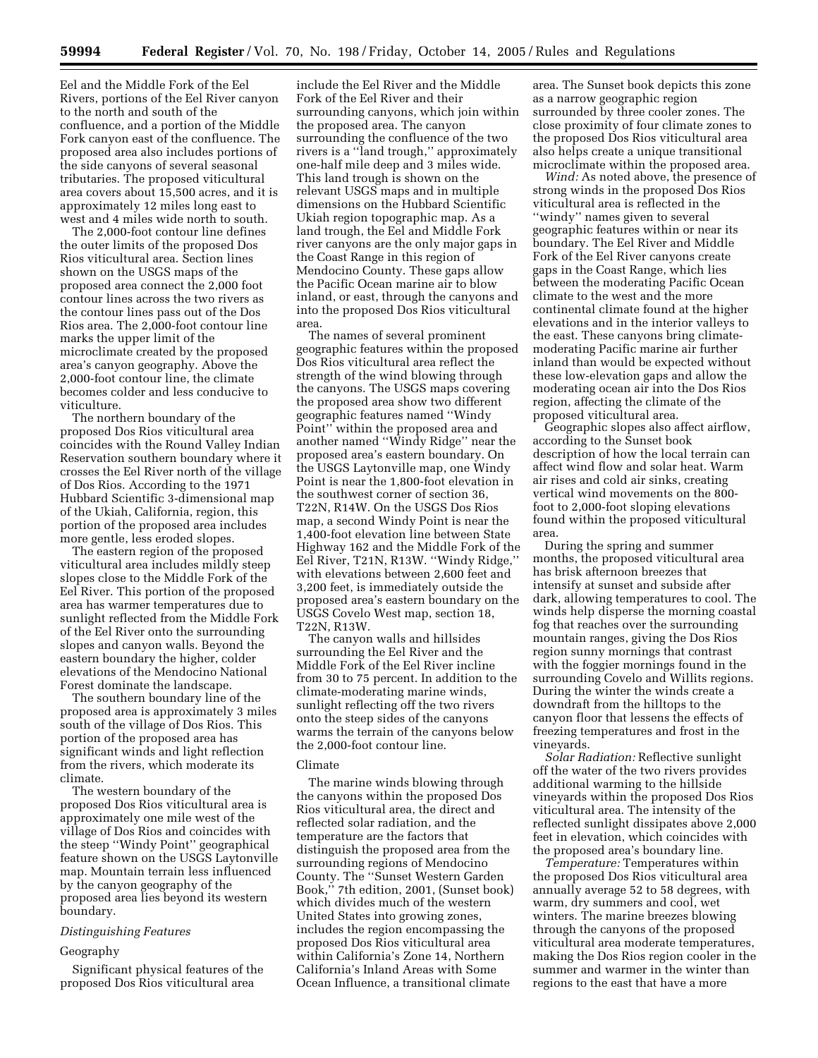Eel and the Middle Fork of the Eel Rivers, portions of the Eel River canyon to the north and south of the confluence, and a portion of the Middle Fork canyon east of the confluence. The proposed area also includes portions of the side canyons of several seasonal tributaries. The proposed viticultural area covers about 15,500 acres, and it is approximately 12 miles long east to west and 4 miles wide north to south.

The 2,000-foot contour line defines the outer limits of the proposed Dos Rios viticultural area. Section lines shown on the USGS maps of the proposed area connect the 2,000 foot contour lines across the two rivers as the contour lines pass out of the Dos Rios area. The 2,000-foot contour line marks the upper limit of the microclimate created by the proposed area's canyon geography. Above the 2,000-foot contour line, the climate becomes colder and less conducive to viticulture.

The northern boundary of the proposed Dos Rios viticultural area coincides with the Round Valley Indian Reservation southern boundary where it crosses the Eel River north of the village of Dos Rios. According to the 1971 Hubbard Scientific 3-dimensional map of the Ukiah, California, region, this portion of the proposed area includes more gentle, less eroded slopes.

The eastern region of the proposed viticultural area includes mildly steep slopes close to the Middle Fork of the Eel River. This portion of the proposed area has warmer temperatures due to sunlight reflected from the Middle Fork of the Eel River onto the surrounding slopes and canyon walls. Beyond the eastern boundary the higher, colder elevations of the Mendocino National Forest dominate the landscape.

The southern boundary line of the proposed area is approximately 3 miles south of the village of Dos Rios. This portion of the proposed area has significant winds and light reflection from the rivers, which moderate its climate.

The western boundary of the proposed Dos Rios viticultural area is approximately one mile west of the village of Dos Rios and coincides with the steep "Windy Point" geographical feature shown on the USGS Laytonville map. Mountain terrain less influenced by the canyon geography of the proposed area lies beyond its western boundary.

*Distinguishing Features*

Geography

Significant physical features of the proposed Dos Rios viticultural area include the Eel River and the Middle Fork of the Eel River and their surrounding canyons, which join within the proposed area. The canyon surrounding the confluence of the two rivers is a "land trough," approximately one-half mile deep and 3 miles wide. This land trough is shown on the relevant USGS maps and in multiple dimensions on the Hubbard Scientific Ukiah region topographic map. As a land trough, the Eel and Middle Fork river canyons are the only major gaps in the Coast Range in this region of Mendocino County. These gaps allow the Pacific Ocean marine air to blow inland, or east, through the canyons and into the proposed Dos Rios viticultural area.

The names of several prominent geographic features within the proposed Dos Rios viticultural area reflect the strength of the wind blowing through the canyons. The USGS maps covering the proposed area show two different geographic features named "Windy Point" within the proposed area and another named "Windy Ridge" near the proposed area's eastern boundary. On the USGS Laytonville map, one Windy Point is near the 1,800-foot elevation in the southwest corner of section 36, T22N, R14W. On the USGS Dos Rios map, a second Windy Point is near the 1,400-foot elevation line between State Highway 162 and the Middle Fork of the Eel River, T21N, R13W. "Windy Ridge," with elevations between 2,600 feet and 3,200 feet, is immediately outside the proposed area's eastern boundary on the USGS Covelo West map, section 18, T22N, R13W.

The canyon walls and hillsides surrounding the Eel River and the Middle Fork of the Eel River incline from 30 to 75 percent. In addition to the climate-moderating marine winds, sunlight reflecting off the two rivers onto the steep sides of the canyons warms the terrain of the canyons below the 2,000-foot contour line.

Climate

The marine winds blowing through the canyons within the proposed Dos Rios viticultural area, the direct and reflected solar radiation, and the temperature are the factors that distinguish the proposed area from the surrounding regions of Mendocino County. The "Sunset Western Garden Book," 7th edition, 2001, (Sunset book) which divides much of the western United States into growing zones, includes the region encompassing the proposed Dos Rios viticultural area within California's Zone 14, Northern California's Inland Areas with Some Ocean Influence, a transitional climate area. The Sunset book depicts this zone as a narrow geographic region surrounded by three cooler zones. The close proximity of four climate zones to the proposed Dos Rios viticultural area also helps create a unique transitional microclimate within the proposed area.

*Wind:* As noted above, the presence of strong winds in the proposed Dos Rios viticultural area is reflected in the "windy" names given to several geographic features within or near its boundary. The Eel River and Middle Fork of the Eel River canyons create gaps in the Coast Range, which lies between the moderating Pacific Ocean climate to the west and the more continental climate found at the higher elevations and in the interior valleys to the east. These canyons bring climate-moderating Pacific marine air further inland than would be expected without these low-elevation gaps and allow the moderating ocean air into the Dos Rios region, affecting the climate of the proposed viticultural area.

Geographic slopes also affect airflow, according to the Sunset book description of how the local terrain can affect wind flow and solar heat. Warm air rises and cold air sinks, creating vertical wind movements on the 800-foot to 2,000-foot sloping elevations found within the proposed viticultural area.

During the spring and summer months, the proposed viticultural area has brisk afternoon breezes that intensify at sunset and subside after dark, allowing temperatures to cool. The winds help disperse the morning coastal fog that reaches over the surrounding mountain ranges, giving the Dos Rios region sunny mornings that contrast with the foggier mornings found in the surrounding Covelo and Willits regions. During the winter the winds create a downdraft from the hilltops to the canyon floor that lessens the effects of freezing temperatures and frost in the vineyards.

*Solar Radiation:* Reflective sunlight off the water of the two rivers provides additional warming to the hillside vineyards within the proposed Dos Rios viticultural area. The intensity of the reflected sunlight dissipates above 2,000 feet in elevation, which coincides with the proposed area's boundary line.

*Temperature:* Temperatures within the proposed Dos Rios viticultural area annually average 52 to 58 degrees, with warm, dry summers and cool, wet winters. The marine breezes blowing through the canyons of the proposed viticultural area moderate temperatures, making the Dos Rios region cooler in the summer and warmer in the winter than regions to the east that have a more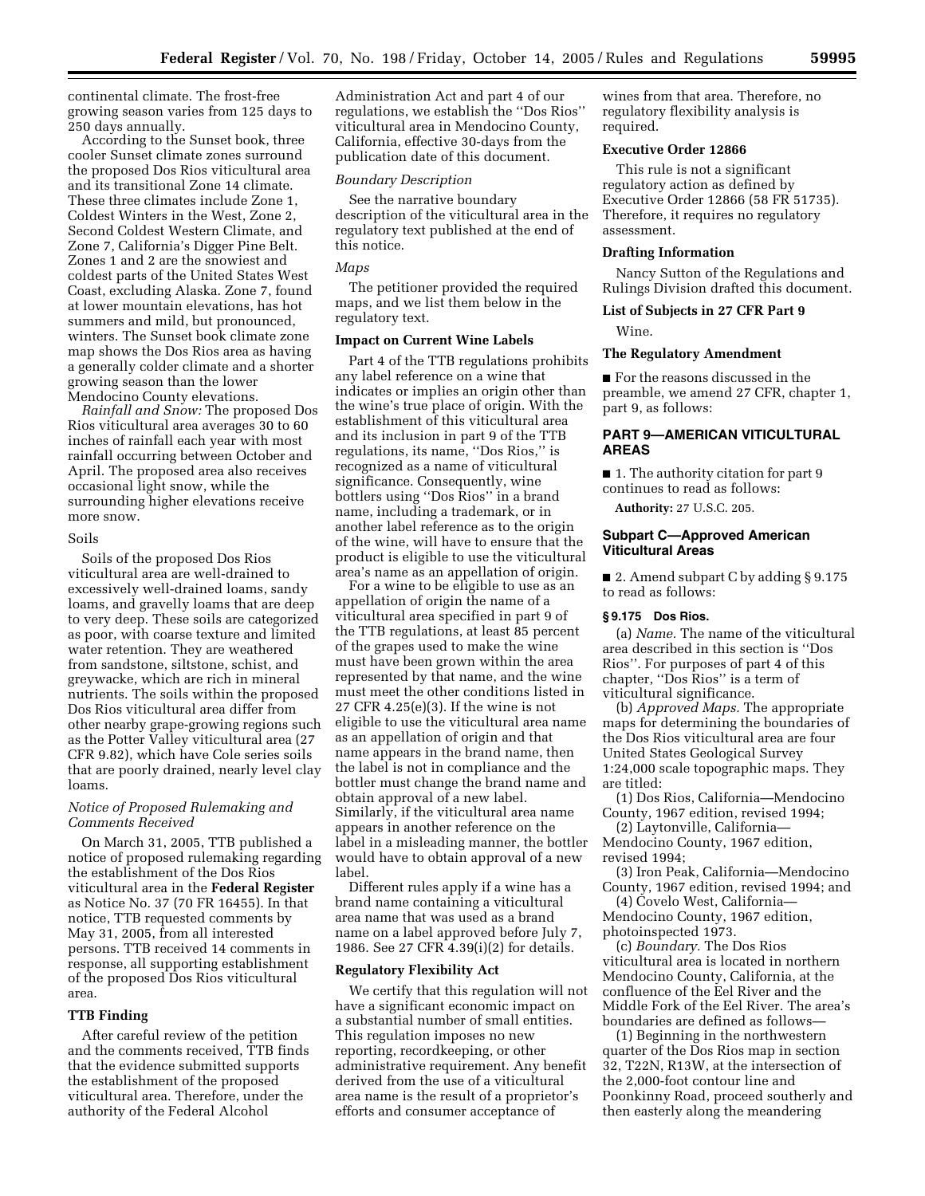continental climate. The frost-free growing season varies from 125 days to 250 days annually.

According to the Sunset book, three cooler Sunset climate zones surround the proposed Dos Rios viticultural area and its transitional Zone 14 climate. These three climates include Zone 1, Coldest Winters in the West, Zone 2, Second Coldest Western Climate, and Zone 7, California's Digger Pine Belt. Zones 1 and 2 are the snowiest and coldest parts of the United States West Coast, excluding Alaska. Zone 7, found at lower mountain elevations, has hot summers and mild, but pronounced, winters. The Sunset book climate zone map shows the Dos Rios area as having a generally colder climate and a shorter growing season than the lower Mendocino County elevations.

*Rainfall and Snow:* The proposed Dos Rios viticultural area averages 30 to 60 inches of rainfall each year with most rainfall occurring between October and April. The proposed area also receives occasional light snow, while the surrounding higher elevations receive more snow.

Soils

Soils of the proposed Dos Rios viticultural area are well-drained to excessively well-drained loams, sandy loams, and gravelly loams that are deep to very deep. These soils are categorized as poor, with coarse texture and limited water retention. They are weathered from sandstone, siltstone, schist, and greywacke, which are rich in mineral nutrients. The soils within the proposed Dos Rios viticultural area differ from other nearby grape-growing regions such as the Potter Valley viticultural area (27 CFR 9.82), which have Cole series soils that are poorly drained, nearly level clay loams.

*Notice of Proposed Rulemaking and Comments Received*

On March 31, 2005, TTB published a notice of proposed rulemaking regarding the establishment of the Dos Rios viticultural area in the **Federal Register** as Notice No. 37 (70 FR 16455). In that notice, TTB requested comments by May 31, 2005, from all interested persons. TTB received 14 comments in response, all supporting establishment of the proposed Dos Rios viticultural area.

**TTB Finding**

After careful review of the petition and the comments received, TTB finds that the evidence submitted supports the establishment of the proposed viticultural area. Therefore, under the authority of the Federal Alcohol Administration Act and part 4 of our regulations, we establish the ''Dos Rios'' viticultural area in Mendocino County, California, effective 30-days from the publication date of this document.

*Boundary Description*

See the narrative boundary description of the viticultural area in the regulatory text published at the end of this notice.

*Maps*

The petitioner provided the required maps, and we list them below in the regulatory text.

**Impact on Current Wine Labels**

Part 4 of the TTB regulations prohibits any label reference on a wine that indicates or implies an origin other than the wine's true place of origin. With the establishment of this viticultural area and its inclusion in part 9 of the TTB regulations, its name, ''Dos Rios,'' is recognized as a name of viticultural significance. Consequently, wine bottlers using ''Dos Rios'' in a brand name, including a trademark, or in another label reference as to the origin of the wine, will have to ensure that the product is eligible to use the viticultural area's name as an appellation of origin.

For a wine to be eligible to use as an appellation of origin the name of a viticultural area specified in part 9 of the TTB regulations, at least 85 percent of the grapes used to make the wine must have been grown within the area represented by that name, and the wine must meet the other conditions listed in 27 CFR 4.25(e)(3). If the wine is not eligible to use the viticultural area name as an appellation of origin and that name appears in the brand name, then the label is not in compliance and the bottler must change the brand name and obtain approval of a new label. Similarly, if the viticultural area name appears in another reference on the label in a misleading manner, the bottler would have to obtain approval of a new label.

Different rules apply if a wine has a brand name containing a viticultural area name that was used as a brand name on a label approved before July 7, 1986. See 27 CFR 4.39(i)(2) for details.

**Regulatory Flexibility Act**

We certify that this regulation will not have a significant economic impact on a substantial number of small entities. This regulation imposes no new reporting, recordkeeping, or other administrative requirement. Any benefit derived from the use of a viticultural area name is the result of a proprietor's efforts and consumer acceptance of wines from that area. Therefore, no regulatory flexibility analysis is required.

**Executive Order 12866**

This rule is not a significant regulatory action as defined by Executive Order 12866 (58 FR 51735). Therefore, it requires no regulatory assessment.

**Drafting Information**

Nancy Sutton of the Regulations and Rulings Division drafted this document.

**List of Subjects in 27 CFR Part 9**

Wine.

**The Regulatory Amendment**

■ For the reasons discussed in the preamble, we amend 27 CFR, chapter 1, part 9, as follows:

## PART 9—AMERICAN VITICULTURAL AREAS

■ 1. The authority citation for part 9 continues to read as follows:

**Authority:** 27 U.S.C. 205.

### Subpart C—Approved American Viticultural Areas

■ 2. Amend subpart C by adding § 9.175 to read as follows:

**§ 9.175 Dos Rios.**

(a) *Name.* The name of the viticultural area described in this section is ''Dos Rios''. For purposes of part 4 of this chapter, ''Dos Rios'' is a term of viticultural significance.

(b) *Approved Maps.* The appropriate maps for determining the boundaries of the Dos Rios viticultural area are four United States Geological Survey 1:24,000 scale topographic maps. They are titled:

(1) Dos Rios, California—Mendocino County, 1967 edition, revised 1994;

(2) Laytonville, California—Mendocino County, 1967 edition, revised 1994;

(3) Iron Peak, California—Mendocino County, 1967 edition, revised 1994; and

(4) Covelo West, California—Mendocino County, 1967 edition, photoinspected 1973.

(c) *Boundary.* The Dos Rios viticultural area is located in northern Mendocino County, California, at the confluence of the Eel River and the Middle Fork of the Eel River. The area's boundaries are defined as follows—

(1) Beginning in the northwestern quarter of the Dos Rios map in section 32, T22N, R13W, at the intersection of the 2,000-foot contour line and Poonkinny Road, proceed southerly and then easterly along the meandering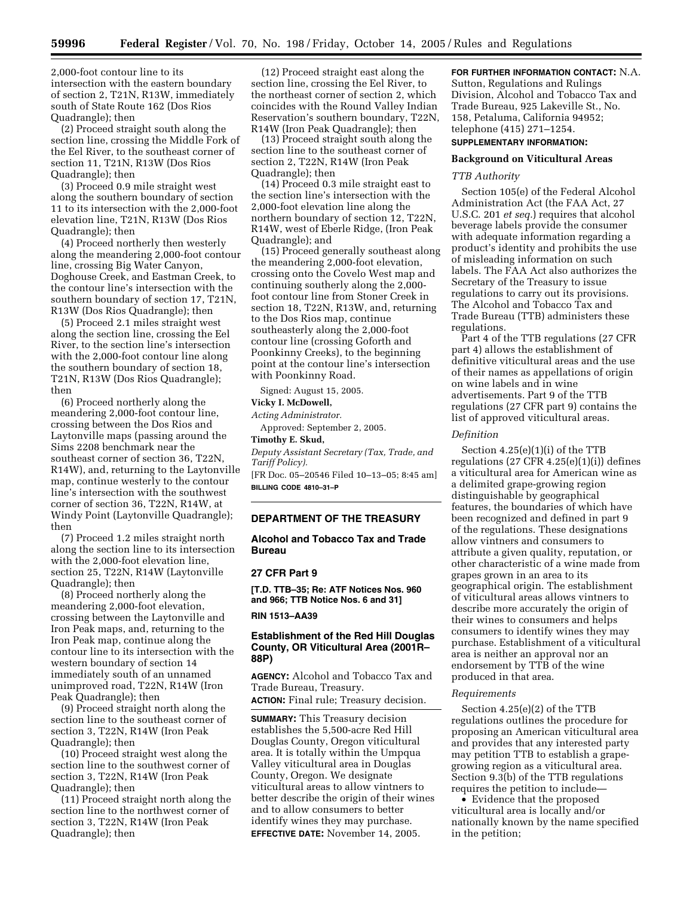2,000-foot contour line to its intersection with the eastern boundary of section 2, T21N, R13W, immediately south of State Route 162 (Dos Rios Quadrangle); then

(2) Proceed straight south along the section line, crossing the Middle Fork of the Eel River, to the southeast corner of section 11, T21N, R13W (Dos Rios Quadrangle); then

(3) Proceed 0.9 mile straight west along the southern boundary of section 11 to its intersection with the 2,000-foot elevation line, T21N, R13W (Dos Rios Quadrangle); then

(4) Proceed northerly then westerly along the meandering 2,000-foot contour line, crossing Big Water Canyon, Doghouse Creek, and Eastman Creek, to the contour line's intersection with the southern boundary of section 17, T21N, R13W (Dos Rios Quadrangle); then

(5) Proceed 2.1 miles straight west along the section line, crossing the Eel River, to the section line's intersection with the 2,000-foot contour line along the southern boundary of section 18, T21N, R13W (Dos Rios Quadrangle); then

(6) Proceed northerly along the meandering 2,000-foot contour line, crossing between the Dos Rios and Laytonville maps (passing around the Sims 2208 benchmark near the southeast corner of section 36, T22N, R14W), and, returning to the Laytonville map, continue westerly to the contour line's intersection with the southwest corner of section 36, T22N, R14W, at Windy Point (Laytonville Quadrangle); then

(7) Proceed 1.2 miles straight north along the section line to its intersection with the 2,000-foot elevation line, section 25, T22N, R14W (Laytonville Quadrangle); then

(8) Proceed northerly along the meandering 2,000-foot elevation, crossing between the Laytonville and Iron Peak maps, and, returning to the Iron Peak map, continue along the contour line to its intersection with the western boundary of section 14 immediately south of an unnamed unimproved road, T22N, R14W (Iron Peak Quadrangle); then

(9) Proceed straight north along the section line to the southeast corner of section 3, T22N, R14W (Iron Peak Quadrangle); then

(10) Proceed straight west along the section line to the southwest corner of section 3, T22N, R14W (Iron Peak Quadrangle); then

(11) Proceed straight north along the section line to the northwest corner of section 3, T22N, R14W (Iron Peak Quadrangle); then

(12) Proceed straight east along the section line, crossing the Eel River, to the northeast corner of section 2, which coincides with the Round Valley Indian Reservation's southern boundary, T22N, R14W (Iron Peak Quadrangle); then

(13) Proceed straight south along the section line to the southeast corner of section 2, T22N, R14W (Iron Peak Quadrangle); then

(14) Proceed 0.3 mile straight east to the section line's intersection with the 2,000-foot elevation line along the northern boundary of section 12, T22N, R14W, west of Eberle Ridge, (Iron Peak Quadrangle); and

(15) Proceed generally southeast along the meandering 2,000-foot elevation, crossing onto the Covelo West map and continuing southerly along the 2,000-foot contour line from Stoner Creek in section 18, T22N, R13W, and, returning to the Dos Rios map, continue southeasterly along the 2,000-foot contour line (crossing Goforth and Poonkinny Creeks), to the beginning point at the contour line's intersection with Poonkinny Road.

Signed: August 15, 2005.

**Vicky I. McDowell,**

*Acting Administrator.*

Approved: September 2, 2005.

**Timothy E. Skud,**

*Deputy Assistant Secretary (Tax, Trade, and Tariff Policy).*

[FR Doc. 05–20546 Filed 10–13–05; 8:45 am]

**BILLING CODE 4810–31–P**

---

## DEPARTMENT OF THE TREASURY

## Alcohol and Tobacco Tax and Trade Bureau

### 27 CFR Part 9

**[T.D. TTB–35; Re: ATF Notices Nos. 960 and 966; TTB Notice Nos. 6 and 31]**

**RIN 1513–AA39**

## Establishment of the Red Hill Douglas County, OR Viticultural Area (2001R–88P)

**AGENCY:** Alcohol and Tobacco Tax and Trade Bureau, Treasury.

**ACTION:** Final rule; Treasury decision.

**SUMMARY:** This Treasury decision establishes the 5,500-acre Red Hill Douglas County, Oregon viticultural area. It is totally within the Umpqua Valley viticultural area in Douglas County, Oregon. We designate viticultural areas to allow vintners to better describe the origin of their wines and to allow consumers to better identify wines they may purchase.

**EFFECTIVE DATE:** November 14, 2005.

**FOR FURTHER INFORMATION CONTACT:** N.A. Sutton, Regulations and Rulings Division, Alcohol and Tobacco Tax and Trade Bureau, 925 Lakeville St., No. 158, Petaluma, California 94952; telephone (415) 271–1254.

**SUPPLEMENTARY INFORMATION:**

### Background on Viticultural Areas

*TTB Authority*

Section 105(e) of the Federal Alcohol Administration Act (the FAA Act, 27 U.S.C. 201 *et seq.*) requires that alcohol beverage labels provide the consumer with adequate information regarding a product's identity and prohibits the use of misleading information on such labels. The FAA Act also authorizes the Secretary of the Treasury to issue regulations to carry out its provisions. The Alcohol and Tobacco Tax and Trade Bureau (TTB) administers these regulations.

Part 4 of the TTB regulations (27 CFR part 4) allows the establishment of definitive viticultural areas and the use of their names as appellations of origin on wine labels and in wine advertisements. Part 9 of the TTB regulations (27 CFR part 9) contains the list of approved viticultural areas.

*Definition*

Section 4.25(e)(1)(i) of the TTB regulations (27 CFR 4.25(e)(1)(i)) defines a viticultural area for American wine as a delimited grape-growing region distinguishable by geographical features, the boundaries of which have been recognized and defined in part 9 of the regulations. These designations allow vintners and consumers to attribute a given quality, reputation, or other characteristic of a wine made from grapes grown in an area to its geographical origin. The establishment of viticultural areas allows vintners to describe more accurately the origin of their wines to consumers and helps consumers to identify wines they may purchase. Establishment of a viticultural area is neither an approval nor an endorsement by TTB of the wine produced in that area.

*Requirements*

Section 4.25(e)(2) of the TTB regulations outlines the procedure for proposing an American viticultural area and provides that any interested party may petition TTB to establish a grape-growing region as a viticultural area. Section 9.3(b) of the TTB regulations requires the petition to include—

- Evidence that the proposed viticultural area is locally and/or nationally known by the name specified in the petition;